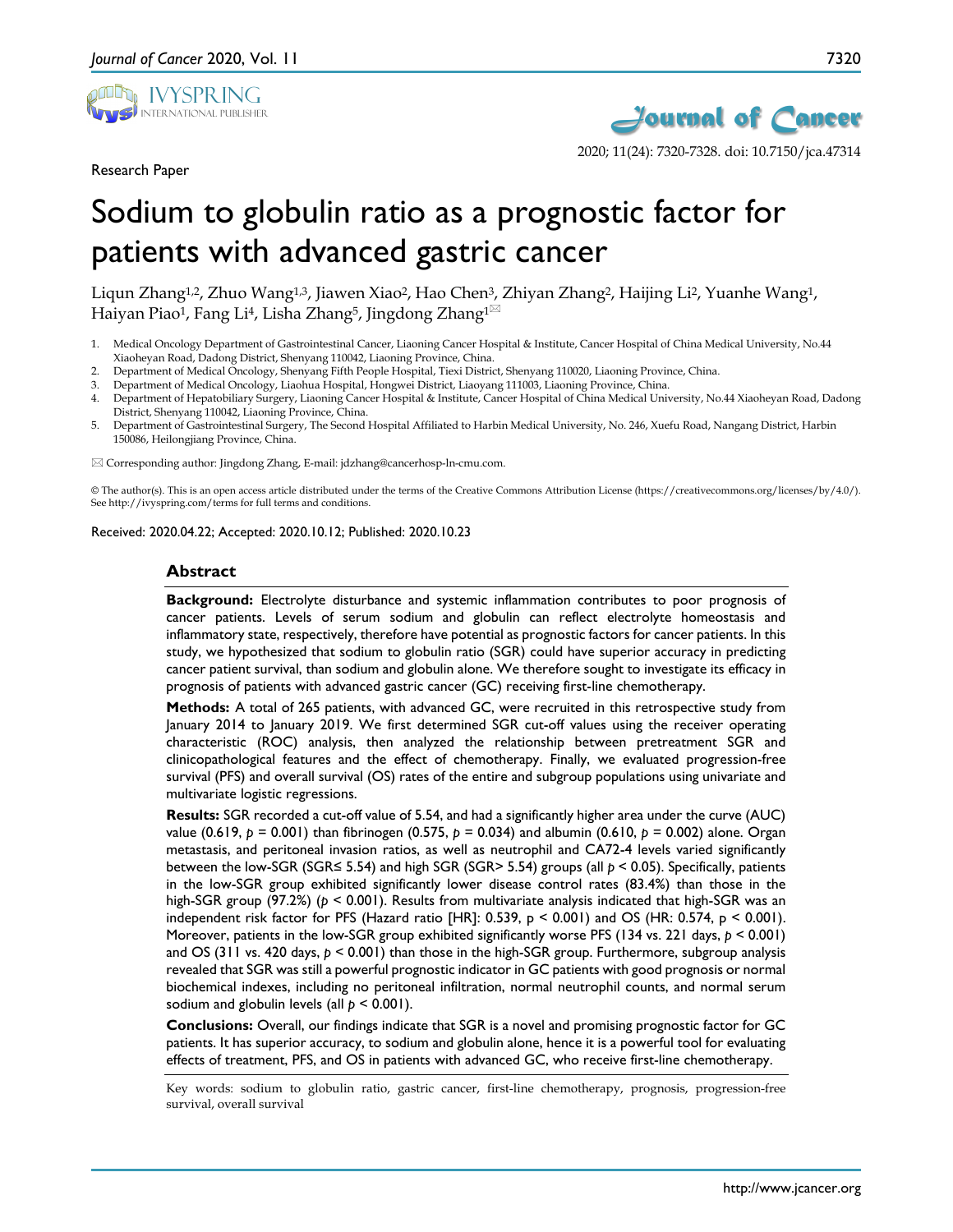Research Paper

# Sodium to globulin ratio as a prognostic factor for patients with advanced gastric cancer

Liqun Zhang[1,2], Zhuo Wang[1,3], Jiawen Xiao[2], Hao Chen[3], Zhiyan Zhang[2], Haijing Li[2], Yuanhe Wang[1], Haiyan Piao[1], Fang Li[4], Lisha Zhang[5], Jingdong Zhang[1]✉

1. Medical Oncology Department of Gastrointestinal Cancer, Liaoning Cancer Hospital & Institute, Cancer Hospital of China Medical University, No.44 Xiaoheyan Road, Dadong District, Shenyang 110042, Liaoning Province, China.
2. Department of Medical Oncology, Shenyang Fifth People Hospital, Tiexi District, Shenyang 110020, Liaoning Province, China.
3. Department of Medical Oncology, Liaohua Hospital, Hongwei District, Liaoyang 111003, Liaoning Province, China.
4. Department of Hepatobiliary Surgery, Liaoning Cancer Hospital & Institute, Cancer Hospital of China Medical University, No.44 Xiaoheyan Road, Dadong District, Shenyang 110042, Liaoning Province, China.
5. Department of Gastrointestinal Surgery, The Second Hospital Affiliated to Harbin Medical University, No. 246, Xuefu Road, Nangang District, Harbin 150086, Heilongjiang Province, China.

✉ Corresponding author: Jingdong Zhang, E-mail: jdzhang@cancerhosp-ln-cmu.com.

© The author(s). This is an open access article distributed under the terms of the Creative Commons Attribution License (https://creativecommons.org/licenses/by/4.0/). See http://ivyspring.com/terms for full terms and conditions.

Received: 2020.04.22; Accepted: 2020.10.12; Published: 2020.10.23

## Abstract

**Background:** Electrolyte disturbance and systemic inflammation contributes to poor prognosis of cancer patients. Levels of serum sodium and globulin can reflect electrolyte homeostasis and inflammatory state, respectively, therefore have potential as prognostic factors for cancer patients. In this study, we hypothesized that sodium to globulin ratio (SGR) could have superior accuracy in predicting cancer patient survival, than sodium and globulin alone. We therefore sought to investigate its efficacy in prognosis of patients with advanced gastric cancer (GC) receiving first-line chemotherapy.

**Methods:** A total of 265 patients, with advanced GC, were recruited in this retrospective study from January 2014 to January 2019. We first determined SGR cut-off values using the receiver operating characteristic (ROC) analysis, then analyzed the relationship between pretreatment SGR and clinicopathological features and the effect of chemotherapy. Finally, we evaluated progression-free survival (PFS) and overall survival (OS) rates of the entire and subgroup populations using univariate and multivariate logistic regressions.

**Results:** SGR recorded a cut-off value of 5.54, and had a significantly higher area under the curve (AUC) value (0.619, $p$ = 0.001) than fibrinogen (0.575, $p$ = 0.034) and albumin (0.610, $p$ = 0.002) alone. Organ metastasis, and peritoneal invasion ratios, as well as neutrophil and CA72-4 levels varied significantly between the low-SGR (SGR≤ 5.54) and high SGR (SGR> 5.54) groups (all $p$ < 0.05). Specifically, patients in the low-SGR group exhibited significantly lower disease control rates (83.4%) than those in the high-SGR group (97.2%) ($p$ < 0.001). Results from multivariate analysis indicated that high-SGR was an independent risk factor for PFS (Hazard ratio [HR]: 0.539, p < 0.001) and OS (HR: 0.574, p < 0.001). Moreover, patients in the low-SGR group exhibited significantly worse PFS (134 vs. 221 days, $p$ < 0.001) and OS (311 vs. 420 days, $p$ < 0.001) than those in the high-SGR group. Furthermore, subgroup analysis revealed that SGR was still a powerful prognostic indicator in GC patients with good prognosis or normal biochemical indexes, including no peritoneal infiltration, normal neutrophil counts, and normal serum sodium and globulin levels (all $p$ < 0.001).

**Conclusions:** Overall, our findings indicate that SGR is a novel and promising prognostic factor for GC patients. It has superior accuracy, to sodium and globulin alone, hence it is a powerful tool for evaluating effects of treatment, PFS, and OS in patients with advanced GC, who receive first-line chemotherapy.

Key words: sodium to globulin ratio, gastric cancer, first-line chemotherapy, prognosis, progression-free survival, overall survival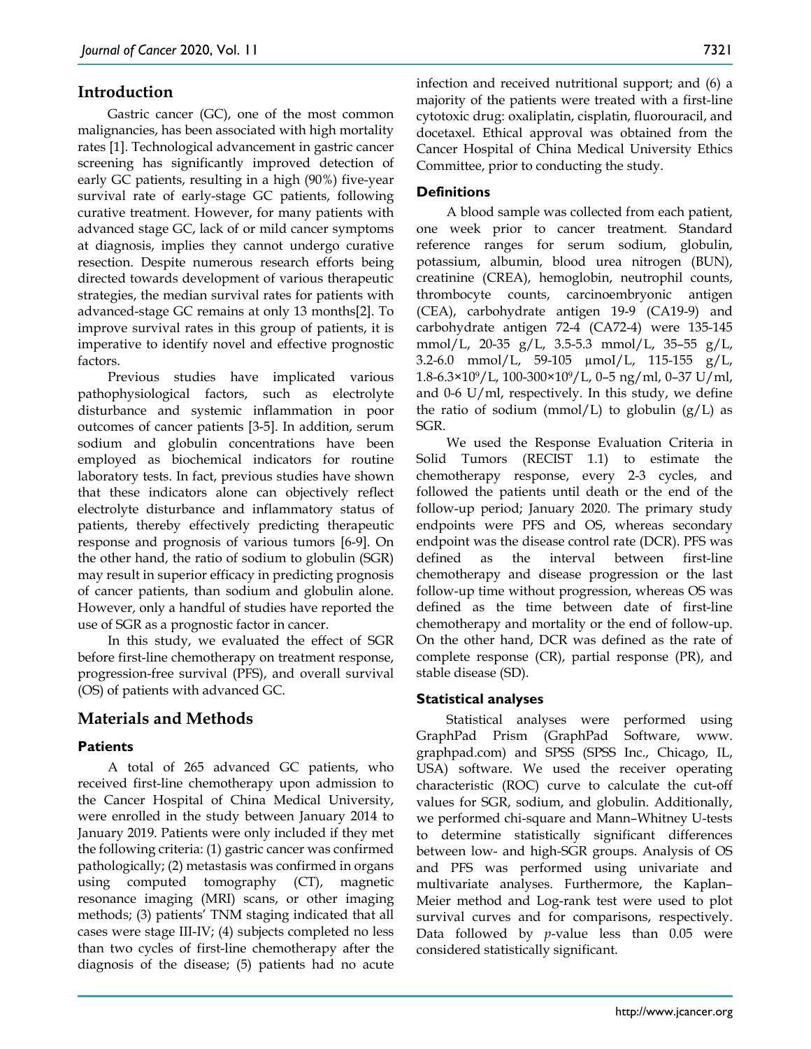## Introduction

Gastric cancer (GC), one of the most common malignancies, has been associated with high mortality rates [1]. Technological advancement in gastric cancer screening has significantly improved detection of early GC patients, resulting in a high (90%) five-year survival rate of early-stage GC patients, following curative treatment. However, for many patients with advanced stage GC, lack of or mild cancer symptoms at diagnosis, implies they cannot undergo curative resection. Despite numerous research efforts being directed towards development of various therapeutic strategies, the median survival rates for patients with advanced-stage GC remains at only 13 months[2]. To improve survival rates in this group of patients, it is imperative to identify novel and effective prognostic factors.

Previous studies have implicated various pathophysiological factors, such as electrolyte disturbance and systemic inflammation in poor outcomes of cancer patients [3-5]. In addition, serum sodium and globulin concentrations have been employed as biochemical indicators for routine laboratory tests. In fact, previous studies have shown that these indicators alone can objectively reflect electrolyte disturbance and inflammatory status of patients, thereby effectively predicting therapeutic response and prognosis of various tumors [6-9]. On the other hand, the ratio of sodium to globulin (SGR) may result in superior efficacy in predicting prognosis of cancer patients, than sodium and globulin alone. However, only a handful of studies have reported the use of SGR as a prognostic factor in cancer.

In this study, we evaluated the effect of SGR before first-line chemotherapy on treatment response, progression-free survival (PFS), and overall survival (OS) of patients with advanced GC.

## Materials and Methods

### Patients

A total of 265 advanced GC patients, who received first-line chemotherapy upon admission to the Cancer Hospital of China Medical University, were enrolled in the study between January 2014 to January 2019. Patients were only included if they met the following criteria: (1) gastric cancer was confirmed pathologically; (2) metastasis was confirmed in organs using computed tomography (CT), magnetic resonance imaging (MRI) scans, or other imaging methods; (3) patients' TNM staging indicated that all cases were stage III-IV; (4) subjects completed no less than two cycles of first-line chemotherapy after the diagnosis of the disease; (5) patients had no acute infection and received nutritional support; and (6) a majority of the patients were treated with a first-line cytotoxic drug: oxaliplatin, cisplatin, fluorouracil, and docetaxel. Ethical approval was obtained from the Cancer Hospital of China Medical University Ethics Committee, prior to conducting the study.

### Definitions

A blood sample was collected from each patient, one week prior to cancer treatment. Standard reference ranges for serum sodium, globulin, potassium, albumin, blood urea nitrogen (BUN), creatinine (CREA), hemoglobin, neutrophil counts, thrombocyte counts, carcinoembryonic antigen (CEA), carbohydrate antigen 19-9 (CA19-9) and carbohydrate antigen 72-4 (CA72-4) were 135-145 mmol/L, 20-35 g/L, 3.5-5.3 mmol/L, 35–55 g/L, 3.2-6.0 mmol/L, 59-105 μmoI/L, 115-155 g/L, 1.8-6.3×$10^9$/L, 100-300×$10^9$/L, 0–5 ng/ml, 0–37 U/ml, and 0-6 U/ml, respectively. In this study, we define the ratio of sodium (mmol/L) to globulin (g/L) as SGR.

We used the Response Evaluation Criteria in Solid Tumors (RECIST 1.1) to estimate the chemotherapy response, every 2-3 cycles, and followed the patients until death or the end of the follow-up period; January 2020. The primary study endpoints were PFS and OS, whereas secondary endpoint was the disease control rate (DCR). PFS was defined as the interval between first-line chemotherapy and disease progression or the last follow-up time without progression, whereas OS was defined as the time between date of first-line chemotherapy and mortality or the end of follow-up. On the other hand, DCR was defined as the rate of complete response (CR), partial response (PR), and stable disease (SD).

### Statistical analyses

Statistical analyses were performed using GraphPad Prism (GraphPad Software, www.graphpad.com) and SPSS (SPSS Inc., Chicago, IL, USA) software. We used the receiver operating characteristic (ROC) curve to calculate the cut-off values for SGR, sodium, and globulin. Additionally, we performed chi-square and Mann–Whitney U-tests to determine statistically significant differences between low- and high-SGR groups. Analysis of OS and PFS was performed using univariate and multivariate analyses. Furthermore, the Kaplan–Meier method and Log-rank test were used to plot survival curves and for comparisons, respectively. Data followed by $p$-value less than 0.05 were considered statistically significant.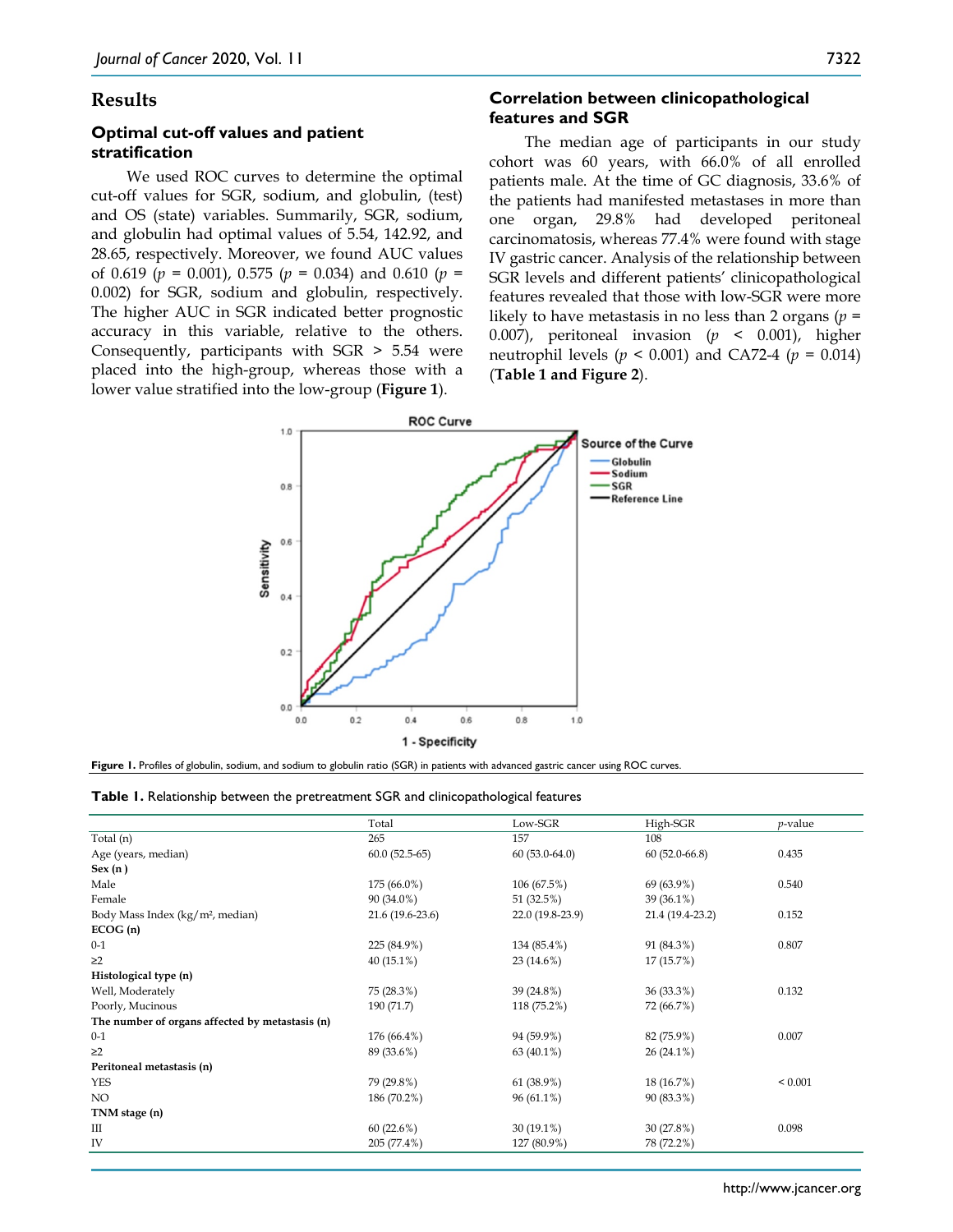## Results

### Optimal cut-off values and patient stratification

We used ROC curves to determine the optimal cut-off values for SGR, sodium, and globulin, (test) and OS (state) variables. Summarily, SGR, sodium, and globulin had optimal values of 5.54, 142.92, and 28.65, respectively. Moreover, we found AUC values of 0.619 ($p$ = 0.001), 0.575 ($p$ = 0.034) and 0.610 ($p$ = 0.002) for SGR, sodium and globulin, respectively. The higher AUC in SGR indicated better prognostic accuracy in this variable, relative to the others. Consequently, participants with SGR > 5.54 were placed into the high-group, whereas those with a lower value stratified into the low-group (**Figure 1**).

### Correlation between clinicopathological features and SGR

The median age of participants in our study cohort was 60 years, with 66.0% of all enrolled patients male. At the time of GC diagnosis, 33.6% of the patients had manifested metastases in more than one organ, 29.8% had developed peritoneal carcinomatosis, whereas 77.4% were found with stage IV gastric cancer. Analysis of the relationship between SGR levels and different patients' clinicopathological features revealed that those with low-SGR were more likely to have metastasis in no less than 2 organs ($p$ = 0.007), peritoneal invasion ($p$ < 0.001), higher neutrophil levels ($p$ < 0.001) and CA72-4 ($p$ = 0.014) (**Table 1 and Figure 2**).

**Figure 1.** Profiles of globulin, sodium, and sodium to globulin ratio (SGR) in patients with advanced gastric cancer using ROC curves.

**Table 1.** Relationship between the pretreatment SGR and clinicopathological features

| | Total | Low-SGR | High-SGR | $p$-value |
|---|---|---|---|---|
| Total (n) | 265 | 157 | 108 | |
| Age (years, median) | 60.0 (52.5-65) | 60 (53.0-64.0) | 60 (52.0-66.8) | 0.435 |
| **Sex (n )** | | | | |
| Male | 175 (66.0%) | 106 (67.5%) | 69 (63.9%) | 0.540 |
| Female | 90 (34.0%) | 51 (32.5%) | 39 (36.1%) | |
| Body Mass Index (kg/m², median) | 21.6 (19.6-23.6) | 22.0 (19.8-23.9) | 21.4 (19.4-23.2) | 0.152 |
| **ECOG (n)** | | | | |
| 0-1 | 225 (84.9%) | 134 (85.4%) | 91 (84.3%) | 0.807 |
| ≥2 | 40 (15.1%) | 23 (14.6%) | 17 (15.7%) | |
| **Histological type (n)** | | | | |
| Well, Moderately | 75 (28.3%) | 39 (24.8%) | 36 (33.3%) | 0.132 |
| Poorly, Mucinous | 190 (71.7) | 118 (75.2%) | 72 (66.7%) | |
| **The number of organs affected by metastasis (n)** | | | | |
| 0-1 | 176 (66.4%) | 94 (59.9%) | 82 (75.9%) | 0.007 |
| ≥2 | 89 (33.6%) | 63 (40.1%) | 26 (24.1%) | |
| **Peritoneal metastasis (n)** | | | | |
| YES | 79 (29.8%) | 61 (38.9%) | 18 (16.7%) | < 0.001 |
| NO | 186 (70.2%) | 96 (61.1%) | 90 (83.3%) | |
| **TNM stage (n)** | | | | |
| III | 60 (22.6%) | 30 (19.1%) | 30 (27.8%) | 0.098 |
| IV | 205 (77.4%) | 127 (80.9%) | 78 (72.2%) | |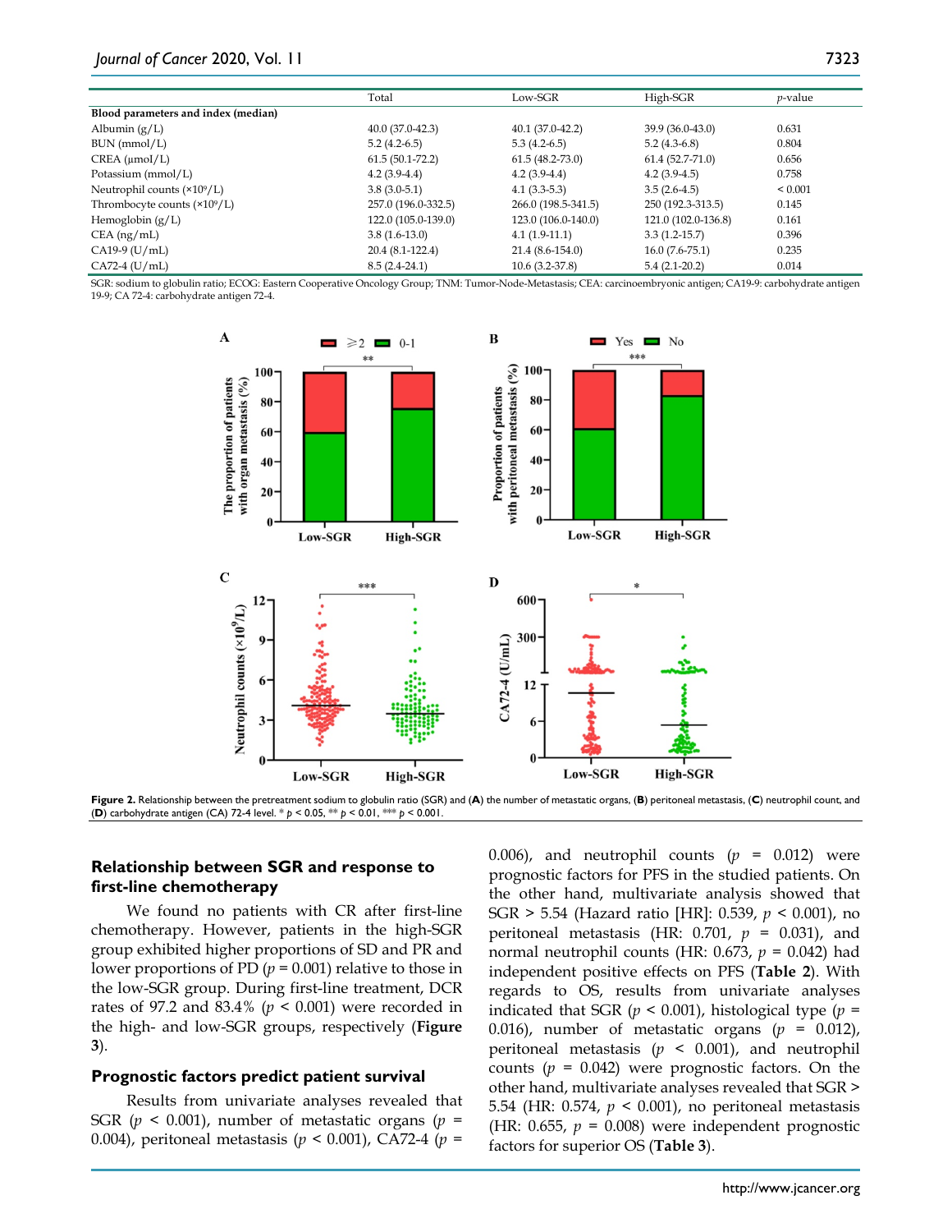| | Total | Low-SGR | High-SGR | *p*-value |
|---|---|---|---|---|
| **Blood parameters and index (median)** | | | | |
| Albumin (g/L) | 40.0 (37.0-42.3) | 40.1 (37.0-42.2) | 39.9 (36.0-43.0) | 0.631 |
| BUN (mmol/L) | 5.2 (4.2-6.5) | 5.3 (4.2-6.5) | 5.2 (4.3-6.8) | 0.804 |
| CREA (μmol/L) | 61.5 (50.1-72.2) | 61.5 (48.2-73.0) | 61.4 (52.7-71.0) | 0.656 |
| Potassium (mmol/L) | 4.2 (3.9-4.4) | 4.2 (3.9-4.4) | 4.2 (3.9-4.5) | 0.758 |
| Neutrophil counts ($\times10^9$/L) | 3.8 (3.0-5.1) | 4.1 (3.3-5.3) | 3.5 (2.6-4.5) | < 0.001 |
| Thrombocyte counts ($\times10^9$/L) | 257.0 (196.0-332.5) | 266.0 (198.5-341.5) | 250 (192.3-313.5) | 0.145 |
| Hemoglobin (g/L) | 122.0 (105.0-139.0) | 123.0 (106.0-140.0) | 121.0 (102.0-136.8) | 0.161 |
| CEA (ng/mL) | 3.8 (1.6-13.0) | 4.1 (1.9-11.1) | 3.3 (1.2-15.7) | 0.396 |
| CA19-9 (U/mL) | 20.4 (8.1-122.4) | 21.4 (8.6-154.0) | 16.0 (7.6-75.1) | 0.235 |
| CA72-4 (U/mL) | 8.5 (2.4-24.1) | 10.6 (3.2-37.8) | 5.4 (2.1-20.2) | 0.014 |

SGR: sodium to globulin ratio; ECOG: Eastern Cooperative Oncology Group; TNM: Tumor-Node-Metastasis; CEA: carcinoembryonic antigen; CA19-9: carbohydrate antigen 19-9; CA 72-4: carbohydrate antigen 72-4.

**Figure 2.** Relationship between the pretreatment sodium to globulin ratio (SGR) and (**A**) the number of metastatic organs, (**B**) peritoneal metastasis, (**C**) neutrophil count, and (**D**) carbohydrate antigen (CA) 72-4 level. * *p* < 0.05, ** *p* < 0.01, *** *p* < 0.001.

### Relationship between SGR and response to first-line chemotherapy

We found no patients with CR after first-line chemotherapy. However, patients in the high-SGR group exhibited higher proportions of SD and PR and lower proportions of PD ($p = 0.001$) relative to those in the low-SGR group. During first-line treatment, DCR rates of 97.2 and 83.4% ($p < 0.001$) were recorded in the high- and low-SGR groups, respectively (**Figure 3**).

### Prognostic factors predict patient survival

Results from univariate analyses revealed that SGR ($p < 0.001$), number of metastatic organs ($p = 0.004$), peritoneal metastasis ($p < 0.001$), CA72-4 ($p = 0.006$), and neutrophil counts ($p = 0.012$) were prognostic factors for PFS in the studied patients. On the other hand, multivariate analysis showed that SGR > 5.54 (Hazard ratio [HR]: 0.539, $p < 0.001$), no peritoneal metastasis (HR: 0.701, $p = 0.031$), and normal neutrophil counts (HR: 0.673, $p = 0.042$) had independent positive effects on PFS (**Table 2**). With regards to OS, results from univariate analyses indicated that SGR ($p < 0.001$), histological type ($p = 0.016$), number of metastatic organs ($p = 0.012$), peritoneal metastasis ($p < 0.001$), and neutrophil counts ($p = 0.042$) were prognostic factors. On the other hand, multivariate analyses revealed that SGR > 5.54 (HR: 0.574, $p < 0.001$), no peritoneal metastasis (HR: 0.655, $p = 0.008$) were independent prognostic factors for superior OS (**Table 3**).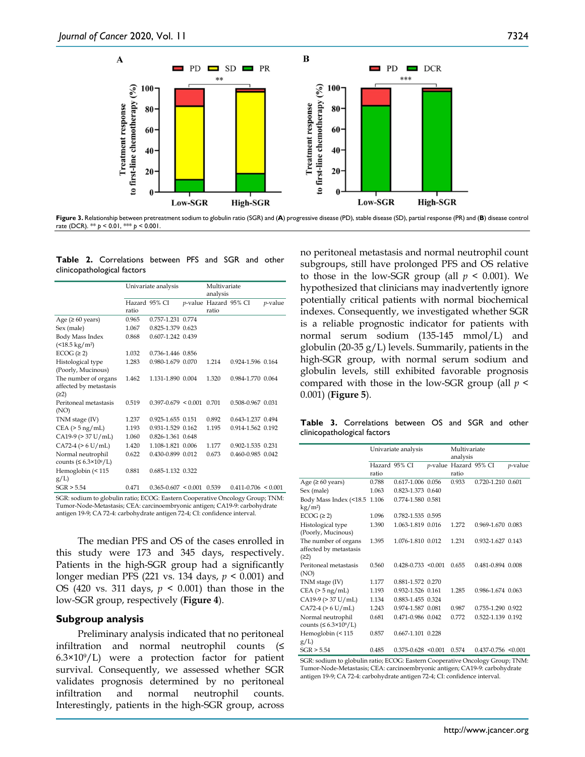**Figure 3.** Relationship between pretreatment sodium to globulin ratio (SGR) and (**A**) progressive disease (PD), stable disease (SD), partial response (PR) and (**B**) disease control rate (DCR). ** $p < 0.01$, *** $p < 0.001$.

**Table 2.** Correlations between PFS and SGR and other clinicopathological factors

| | Univariate analysis | | | Multivariate analysis | | |
|---|---|---|---|---|---|---|
| | Hazard ratio | 95% CI | *p*-value | Hazard ratio | 95% CI | *p*-value |
| Age (≥ 60 years) | 0.965 | 0.757-1.231 | 0.774 | | | |
| Sex (male) | 1.067 | 0.825-1.379 | 0.623 | | | |
| Body Mass Index (<18.5 kg/m²) | 0.868 | 0.607-1.242 | 0.439 | | | |
| ECOG (≥ 2) | 1.032 | 0.736-1.446 | 0.856 | | | |
| Histological type (Poorly, Mucinous) | 1.283 | 0.980-1.679 | 0.070 | 1.214 | 0.924-1.596 | 0.164 |
| The number of organs affected by metastasis (≥2) | 1.462 | 1.131-1.890 | 0.004 | 1.320 | 0.984-1.770 | 0.064 |
| Peritoneal metastasis (NO) | 0.519 | 0.397-0.679 | < 0.001 | 0.701 | 0.508-0.967 | 0.031 |
| TNM stage (IV) | 1.237 | 0.925-1.655 | 0.151 | 0.892 | 0.643-1.237 | 0.494 |
| CEA (> 5 ng/mL) | 1.193 | 0.931-1.529 | 0.162 | 1.195 | 0.914-1.562 | 0.192 |
| CA19-9 (> 37 U/mL) | 1.060 | 0.826-1.361 | 0.648 | | | |
| CA72-4 (> 6 U/mL) | 1.420 | 1.108-1.821 | 0.006 | 1.177 | 0.902-1.535 | 0.231 |
| Normal neutrophil counts (≤ 6.3×10⁹/L) | 0.622 | 0.430-0.899 | 0.012 | 0.673 | 0.460-0.985 | 0.042 |
| Hemoglobin (< 115 g/L) | 0.881 | 0.685-1.132 | 0.322 | | | |
| SGR > 5.54 | 0.471 | 0.365-0.607 | < 0.001 | 0.539 | 0.411-0.706 | < 0.001 |

SGR: sodium to globulin ratio; ECOG: Eastern Cooperative Oncology Group; TNM: Tumor-Node-Metastasis; CEA: carcinoembryonic antigen; CA19-9: carbohydrate antigen 19-9; CA 72-4: carbohydrate antigen 72-4; CI: confidence interval.

The median PFS and OS of the cases enrolled in this study were 173 and 345 days, respectively. Patients in the high-SGR group had a significantly longer median PFS (221 vs. 134 days, $p < 0.001$) and OS (420 vs. 311 days, $p < 0.001$) than those in the low-SGR group, respectively (**Figure 4**).

## Subgroup analysis

Preliminary analysis indicated that no peritoneal infiltration and normal neutrophil counts (≤ $6.3\times10^9$/L) were a protection factor for patient survival. Consequently, we assessed whether SGR validates prognosis determined by no peritoneal infiltration and normal neutrophil counts. Interestingly, patients in the high-SGR group, across no peritoneal metastasis and normal neutrophil count subgroups, still have prolonged PFS and OS relative to those in the low-SGR group (all $p < 0.001$). We hypothesized that clinicians may inadvertently ignore potentially critical patients with normal biochemical indexes. Consequently, we investigated whether SGR is a reliable prognostic indicator for patients with normal serum sodium (135-145 mmol/L) and globulin (20-35 g/L) levels. Summarily, patients in the high-SGR group, with normal serum sodium and globulin levels, still exhibited favorable prognosis compared with those in the low-SGR group (all $p < 0.001$) (**Figure 5**).

**Table 3.** Correlations between OS and SGR and other clinicopathological factors

| | Univariate analysis | | | Multivariate analysis | | |
|---|---|---|---|---|---|---|
| | Hazard ratio | 95% CI | *p*-value | Hazard ratio | 95% CI | *p*-value |
| Age (≥ 60 years) | 0.788 | 0.617-1.006 | 0.056 | 0.933 | 0.720-1.210 | 0.601 |
| Sex (male) | 1.063 | 0.823-1.373 | 0.640 | | | |
| Body Mass Index (<18.5 kg/m²) | 1.106 | 0.774-1.580 | 0.581 | | | |
| ECOG (≥ 2) | 1.096 | 0.782-1.535 | 0.595 | | | |
| Histological type (Poorly, Mucinous) | 1.390 | 1.063-1.819 | 0.016 | 1.272 | 0.969-1.670 | 0.083 |
| The number of organs affected by metastasis (≥2) | 1.395 | 1.076-1.810 | 0.012 | 1.231 | 0.932-1.627 | 0.143 |
| Peritoneal metastasis (NO) | 0.560 | 0.428-0.733 | <0.001 | 0.655 | 0.481-0.894 | 0.008 |
| TNM stage (IV) | 1.177 | 0.881-1.572 | 0.270 | | | |
| CEA (> 5 ng/mL) | 1.193 | 0.932-1.526 | 0.161 | 1.285 | 0.986-1.674 | 0.063 |
| CA19-9 (> 37 U/mL) | 1.134 | 0.883-1.455 | 0.324 | | | |
| CA72-4 (> 6 U/mL) | 1.243 | 0.974-1.587 | 0.081 | 0.987 | 0.755-1.290 | 0.922 |
| Normal neutrophil counts (≤ 6.3×10⁹/L) | 0.681 | 0.471-0.986 | 0.042 | 0.772 | 0.522-1.139 | 0.192 |
| Hemoglobin (< 115 g/L) | 0.857 | 0.667-1.101 | 0.228 | | | |
| SGR > 5.54 | 0.485 | 0.375-0.628 | <0.001 | 0.574 | 0.437-0.756 | <0.001 |

SGR: sodium to globulin ratio; ECOG: Eastern Cooperative Oncology Group; TNM: Tumor-Node-Metastasis; CEA: carcinoembryonic antigen; CA19-9: carbohydrate antigen 19-9; CA 72-4: carbohydrate antigen 72-4; CI: confidence interval.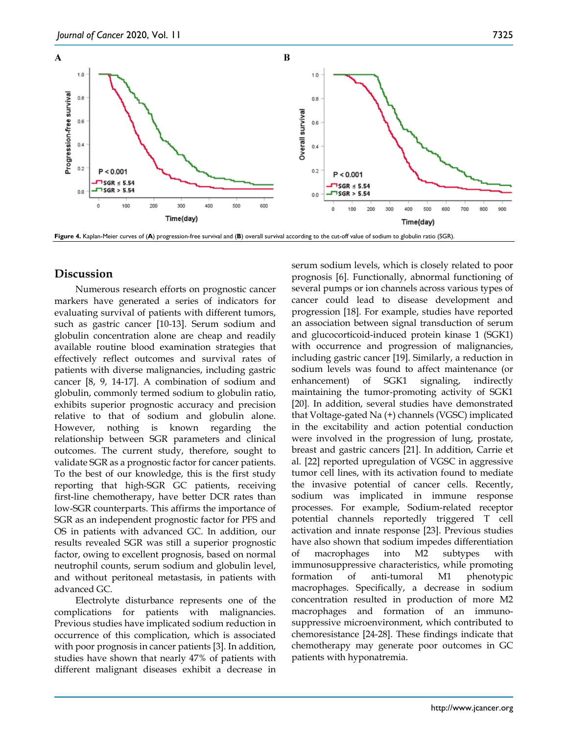Figure 4. Kaplan-Meier curves of (A) progression-free survival and (B) overall survival according to the cut-off value of sodium to globulin ratio (SGR).

## Discussion

Numerous research efforts on prognostic cancer markers have generated a series of indicators for evaluating survival of patients with different tumors, such as gastric cancer [10-13]. Serum sodium and globulin concentration alone are cheap and readily available routine blood examination strategies that effectively reflect outcomes and survival rates of patients with diverse malignancies, including gastric cancer [8, 9, 14-17]. A combination of sodium and globulin, commonly termed sodium to globulin ratio, exhibits superior prognostic accuracy and precision relative to that of sodium and globulin alone. However, nothing is known regarding the relationship between SGR parameters and clinical outcomes. The current study, therefore, sought to validate SGR as a prognostic factor for cancer patients. To the best of our knowledge, this is the first study reporting that high-SGR GC patients, receiving first-line chemotherapy, have better DCR rates than low-SGR counterparts. This affirms the importance of SGR as an independent prognostic factor for PFS and OS in patients with advanced GC. In addition, our results revealed SGR was still a superior prognostic factor, owing to excellent prognosis, based on normal neutrophil counts, serum sodium and globulin level, and without peritoneal metastasis, in patients with advanced GC.

Electrolyte disturbance represents one of the complications for patients with malignancies. Previous studies have implicated sodium reduction in occurrence of this complication, which is associated with poor prognosis in cancer patients [3]. In addition, studies have shown that nearly 47% of patients with different malignant diseases exhibit a decrease in serum sodium levels, which is closely related to poor prognosis [6]. Functionally, abnormal functioning of several pumps or ion channels across various types of cancer could lead to disease development and progression [18]. For example, studies have reported an association between signal transduction of serum and glucocorticoid-induced protein kinase 1 (SGK1) with occurrence and progression of malignancies, including gastric cancer [19]. Similarly, a reduction in sodium levels was found to affect maintenance (or enhancement) of SGK1 signaling, indirectly maintaining the tumor-promoting activity of SGK1 [20]. In addition, several studies have demonstrated that Voltage-gated Na (+) channels (VGSC) implicated in the excitability and action potential conduction were involved in the progression of lung, prostate, breast and gastric cancers [21]. In addition, Carrie et al. [22] reported upregulation of VGSC in aggressive tumor cell lines, with its activation found to mediate the invasive potential of cancer cells. Recently, sodium was implicated in immune response processes. For example, Sodium-related receptor potential channels reportedly triggered T cell activation and innate response [23]. Previous studies have also shown that sodium impedes differentiation of macrophages into M2 subtypes with immunosuppressive characteristics, while promoting formation of anti-tumoral M1 phenotypic macrophages. Specifically, a decrease in sodium concentration resulted in production of more M2 macrophages and formation of an immuno-suppressive microenvironment, which contributed to chemoresistance [24-28]. These findings indicate that chemotherapy may generate poor outcomes in GC patients with hyponatremia.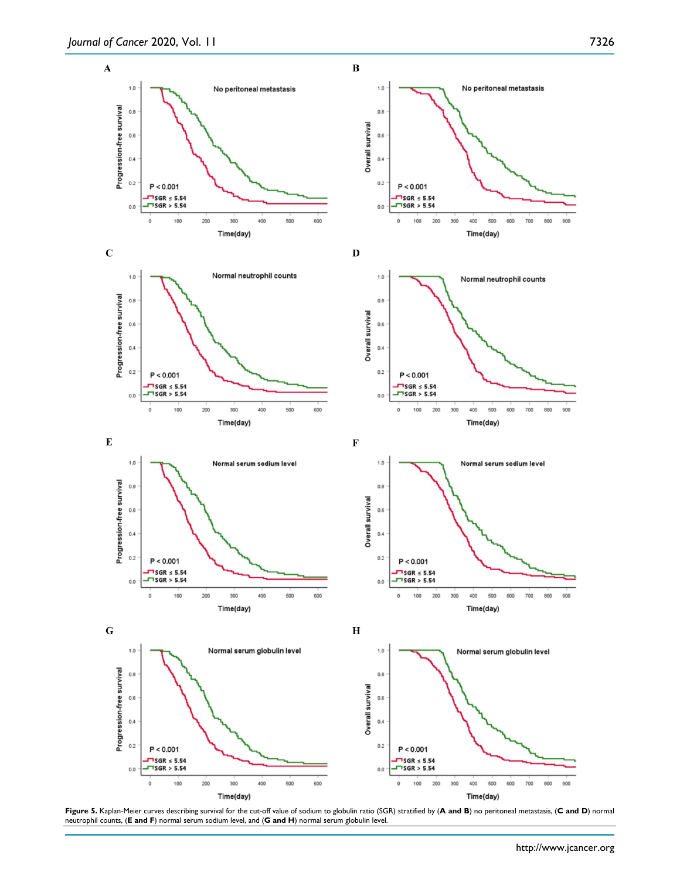**Figure 5.** Kaplan-Meier curves describing survival for the cut-off value of sodium to globulin ratio (SGR) stratified by (**A and B**) no peritoneal metastasis, (**C and D**) normal neutrophil counts, (**E and F**) normal serum sodium level, and (**G and H**) normal serum globulin level.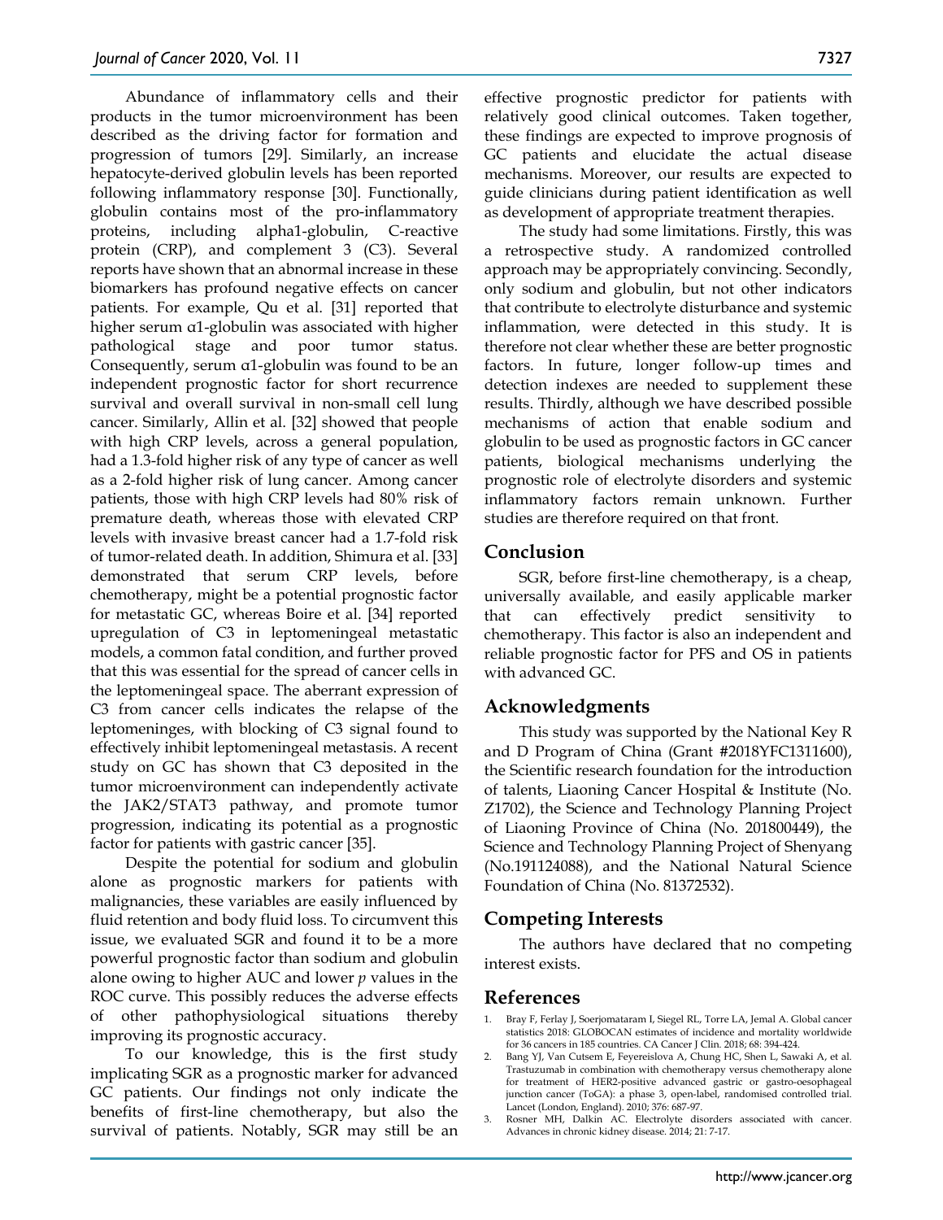Abundance of inflammatory cells and their products in the tumor microenvironment has been described as the driving factor for formation and progression of tumors [29]. Similarly, an increase hepatocyte-derived globulin levels has been reported following inflammatory response [30]. Functionally, globulin contains most of the pro-inflammatory proteins, including alpha1-globulin, C-reactive protein (CRP), and complement 3 (C3). Several reports have shown that an abnormal increase in these biomarkers has profound negative effects on cancer patients. For example, Qu et al. [31] reported that higher serum α1-globulin was associated with higher pathological stage and poor tumor status. Consequently, serum α1-globulin was found to be an independent prognostic factor for short recurrence survival and overall survival in non-small cell lung cancer. Similarly, Allin et al. [32] showed that people with high CRP levels, across a general population, had a 1.3-fold higher risk of any type of cancer as well as a 2-fold higher risk of lung cancer. Among cancer patients, those with high CRP levels had 80% risk of premature death, whereas those with elevated CRP levels with invasive breast cancer had a 1.7-fold risk of tumor-related death. In addition, Shimura et al. [33] demonstrated that serum CRP levels, before chemotherapy, might be a potential prognostic factor for metastatic GC, whereas Boire et al. [34] reported upregulation of C3 in leptomeningeal metastatic models, a common fatal condition, and further proved that this was essential for the spread of cancer cells in the leptomeningeal space. The aberrant expression of C3 from cancer cells indicates the relapse of the leptomeninges, with blocking of C3 signal found to effectively inhibit leptomeningeal metastasis. A recent study on GC has shown that C3 deposited in the tumor microenvironment can independently activate the JAK2/STAT3 pathway, and promote tumor progression, indicating its potential as a prognostic factor for patients with gastric cancer [35].

Despite the potential for sodium and globulin alone as prognostic markers for patients with malignancies, these variables are easily influenced by fluid retention and body fluid loss. To circumvent this issue, we evaluated SGR and found it to be a more powerful prognostic factor than sodium and globulin alone owing to higher AUC and lower *p* values in the ROC curve. This possibly reduces the adverse effects of other pathophysiological situations thereby improving its prognostic accuracy.

To our knowledge, this is the first study implicating SGR as a prognostic marker for advanced GC patients. Our findings not only indicate the benefits of first-line chemotherapy, but also the survival of patients. Notably, SGR may still be an effective prognostic predictor for patients with relatively good clinical outcomes. Taken together, these findings are expected to improve prognosis of GC patients and elucidate the actual disease mechanisms. Moreover, our results are expected to guide clinicians during patient identification as well as development of appropriate treatment therapies.

The study had some limitations. Firstly, this was a retrospective study. A randomized controlled approach may be appropriately convincing. Secondly, only sodium and globulin, but not other indicators that contribute to electrolyte disturbance and systemic inflammation, were detected in this study. It is therefore not clear whether these are better prognostic factors. In future, longer follow-up times and detection indexes are needed to supplement these results. Thirdly, although we have described possible mechanisms of action that enable sodium and globulin to be used as prognostic factors in GC cancer patients, biological mechanisms underlying the prognostic role of electrolyte disorders and systemic inflammatory factors remain unknown. Further studies are therefore required on that front.

## Conclusion

SGR, before first-line chemotherapy, is a cheap, universally available, and easily applicable marker that can effectively predict sensitivity to chemotherapy. This factor is also an independent and reliable prognostic factor for PFS and OS in patients with advanced GC.

## Acknowledgments

This study was supported by the National Key R and D Program of China (Grant #2018YFC1311600), the Scientific research foundation for the introduction of talents, Liaoning Cancer Hospital & Institute (No. Z1702), the Science and Technology Planning Project of Liaoning Province of China (No. 201800449), the Science and Technology Planning Project of Shenyang (No.191124088), and the National Natural Science Foundation of China (No. 81372532).

## Competing Interests

The authors have declared that no competing interest exists.

## References

1. Bray F, Ferlay J, Soerjomataram I, Siegel RL, Torre LA, Jemal A. Global cancer statistics 2018: GLOBOCAN estimates of incidence and mortality worldwide for 36 cancers in 185 countries. CA Cancer J Clin. 2018; 68: 394-424.
2. Bang YJ, Van Cutsem E, Feyereislova A, Chung HC, Shen L, Sawaki A, et al. Trastuzumab in combination with chemotherapy versus chemotherapy alone for treatment of HER2-positive advanced gastric or gastro-oesophageal junction cancer (ToGA): a phase 3, open-label, randomised controlled trial. Lancet (London, England). 2010; 376: 687-97.
3. Rosner MH, Dalkin AC. Electrolyte disorders associated with cancer. Advances in chronic kidney disease. 2014; 21: 7-17.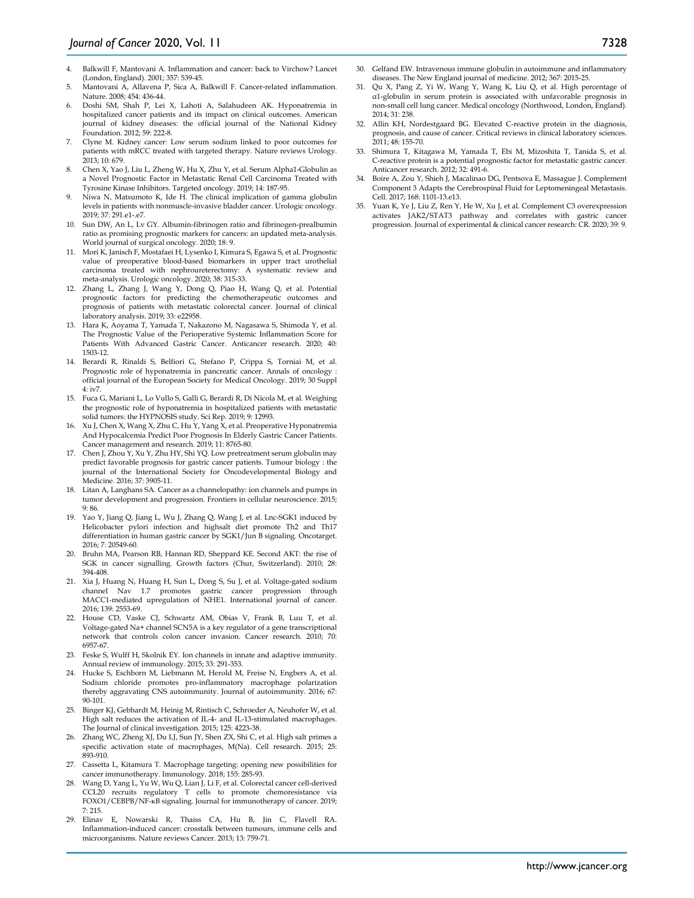4. Balkwill F, Mantovani A. Inflammation and cancer: back to Virchow? Lancet (London, England). 2001; 357: 539-45.
5. Mantovani A, Allavena P, Sica A, Balkwill F. Cancer-related inflammation. Nature. 2008; 454: 436-44.
6. Doshi SM, Shah P, Lei X, Lahoti A, Salahudeen AK. Hyponatremia in hospitalized cancer patients and its impact on clinical outcomes. American journal of kidney diseases: the official journal of the National Kidney Foundation. 2012; 59: 222-8.
7. Clyne M. Kidney cancer: Low serum sodium linked to poor outcomes for patients with mRCC treated with targeted therapy. Nature reviews Urology. 2013; 10: 679.
8. Chen X, Yao J, Liu L, Zheng W, Hu X, Zhu Y, et al. Serum Alpha1-Globulin as a Novel Prognostic Factor in Metastatic Renal Cell Carcinoma Treated with Tyrosine Kinase Inhibitors. Targeted oncology. 2019; 14: 187-95.
9. Niwa N, Matsumoto K, Ide H. The clinical implication of gamma globulin levels in patients with nonmuscle-invasive bladder cancer. Urologic oncology. 2019; 37: 291.e1-.e7.
10. Sun DW, An L, Lv GY. Albumin-fibrinogen ratio and fibrinogen-prealbumin ratio as promising prognostic markers for cancers: an updated meta-analysis. World journal of surgical oncology. 2020; 18: 9.
11. Mori K, Janisch F, Mostafaei H, Lysenko I, Kimura S, Egawa S, et al. Prognostic value of preoperative blood-based biomarkers in upper tract urothelial carcinoma treated with nephroureterectomy: A systematic review and meta-analysis. Urologic oncology. 2020; 38: 315-33.
12. Zhang L, Zhang J, Wang Y, Dong Q, Piao H, Wang Q, et al. Potential prognostic factors for predicting the chemotherapeutic outcomes and prognosis of patients with metastatic colorectal cancer. Journal of clinical laboratory analysis. 2019; 33: e22958.
13. Hara K, Aoyama T, Yamada T, Nakazono M, Nagasawa S, Shimoda Y, et al. The Prognostic Value of the Perioperative Systemic Inflammation Score for Patients With Advanced Gastric Cancer. Anticancer research. 2020; 40: 1503-12.
14. Berardi R, Rinaldi S, Belfiori G, Stefano P, Crippa S, Torniai M, et al. Prognostic role of hyponatremia in pancreatic cancer. Annals of oncology : official journal of the European Society for Medical Oncology. 2019; 30 Suppl 4: iv7.
15. Fuca G, Mariani L, Lo Vullo S, Galli G, Berardi R, Di Nicola M, et al. Weighing the prognostic role of hyponatremia in hospitalized patients with metastatic solid tumors: the HYPNOSIS study. Sci Rep. 2019; 9: 12993.
16. Xu J, Chen X, Wang X, Zhu C, Hu Y, Yang X, et al. Preoperative Hyponatremia And Hypocalcemia Predict Poor Prognosis In Elderly Gastric Cancer Patients. Cancer management and research. 2019; 11: 8765-80.
17. Chen J, Zhou Y, Xu Y, Zhu HY, Shi YQ. Low pretreatment serum globulin may predict favorable prognosis for gastric cancer patients. Tumour biology : the journal of the International Society for Oncodevelopmental Biology and Medicine. 2016; 37: 3905-11.
18. Litan A, Langhans SA. Cancer as a channelopathy: ion channels and pumps in tumor development and progression. Frontiers in cellular neuroscience. 2015; 9: 86.
19. Yao Y, Jiang Q, Jiang L, Wu J, Zhang Q, Wang J, et al. Lnc-SGK1 induced by Helicobacter pylori infection and highsalt diet promote Th2 and Th17 differentiation in human gastric cancer by SGK1/Jun B signaling. Oncotarget. 2016; 7: 20549-60.
20. Bruhn MA, Pearson RB, Hannan RD, Sheppard KE. Second AKT: the rise of SGK in cancer signalling. Growth factors (Chur, Switzerland). 2010; 28: 394-408.
21. Xia J, Huang N, Huang H, Sun L, Dong S, Su J, et al. Voltage-gated sodium channel Nav 1.7 promotes gastric cancer progression through MACC1-mediated upregulation of NHE1. International journal of cancer. 2016; 139: 2553-69.
22. House CD, Vaske CJ, Schwartz AM, Obias V, Frank B, Luu T, et al. Voltage-gated Na+ channel SCN5A is a key regulator of a gene transcriptional network that controls colon cancer invasion. Cancer research. 2010; 70: 6957-67.
23. Feske S, Wulff H, Skolnik EY. Ion channels in innate and adaptive immunity. Annual review of immunology. 2015; 33: 291-353.
24. Hucke S, Eschborn M, Liebmann M, Herold M, Freise N, Engbers A, et al. Sodium chloride promotes pro-inflammatory macrophage polarization thereby aggravating CNS autoimmunity. Journal of autoimmunity. 2016; 67: 90-101.
25. Binger KJ, Gebhardt M, Heinig M, Rintisch C, Schroeder A, Neuhofer W, et al. High salt reduces the activation of IL-4- and IL-13-stimulated macrophages. The Journal of clinical investigation. 2015; 125: 4223-38.
26. Zhang WC, Zheng XJ, Du LJ, Sun JY, Shen ZX, Shi C, et al. High salt primes a specific activation state of macrophages, M(Na). Cell research. 2015; 25: 893-910.
27. Cassetta L, Kitamura T. Macrophage targeting: opening new possibilities for cancer immunotherapy. Immunology. 2018; 155: 285-93.
28. Wang D, Yang L, Yu W, Wu Q, Lian J, Li F, et al. Colorectal cancer cell-derived CCL20 recruits regulatory T cells to promote chemoresistance via FOXO1/CEBPB/NF-κB signaling. Journal for immunotherapy of cancer. 2019; 7: 215.
29. Elinav E, Nowarski R, Thaiss CA, Hu B, Jin C, Flavell RA. Inflammation-induced cancer: crosstalk between tumours, immune cells and microorganisms. Nature reviews Cancer. 2013; 13: 759-71.
30. Gelfand EW. Intravenous immune globulin in autoimmune and inflammatory diseases. The New England journal of medicine. 2012; 367: 2015-25.
31. Qu X, Pang Z, Yi W, Wang Y, Wang K, Liu Q, et al. High percentage of α1-globulin in serum protein is associated with unfavorable prognosis in non-small cell lung cancer. Medical oncology (Northwood, London, England). 2014; 31: 238.
32. Allin KH, Nordestgaard BG. Elevated C-reactive protein in the diagnosis, prognosis, and cause of cancer. Critical reviews in clinical laboratory sciences. 2011; 48: 155-70.
33. Shimura T, Kitagawa M, Yamada T, Ebi M, Mizoshita T, Tanida S, et al. C-reactive protein is a potential prognostic factor for metastatic gastric cancer. Anticancer research. 2012; 32: 491-6.
34. Boire A, Zou Y, Shieh J, Macalinao DG, Pentsova E, Massague J. Complement Component 3 Adapts the Cerebrospinal Fluid for Leptomeningeal Metastasis. Cell. 2017; 168: 1101-13.e13.
35. Yuan K, Ye J, Liu Z, Ren Y, He W, Xu J, et al. Complement C3 overexpression activates JAK2/STAT3 pathway and correlates with gastric cancer progression. Journal of experimental & clinical cancer research: CR. 2020; 39: 9.